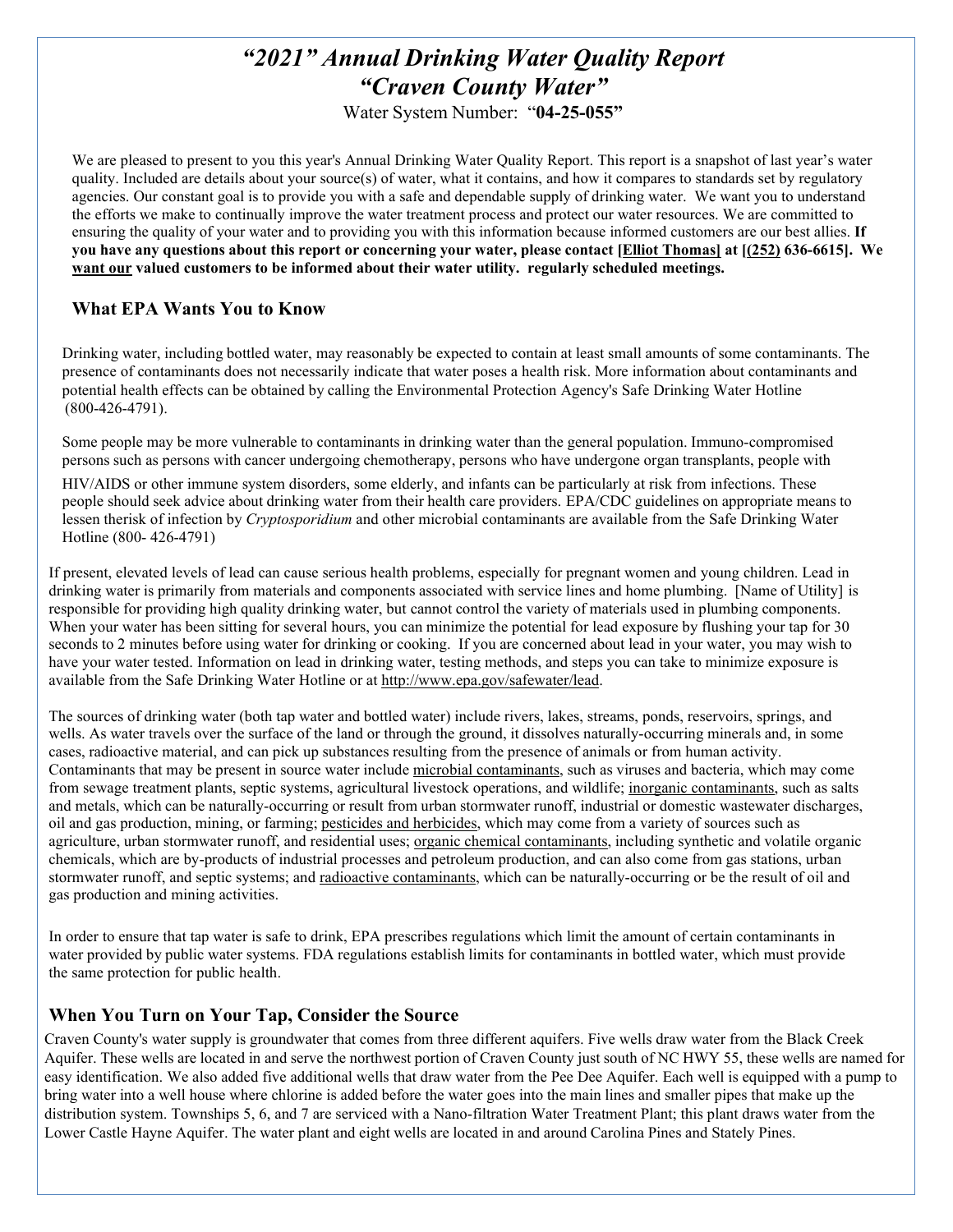// “2021” Annual Drinking Water Quality Report
# *“2021” Annual Drinking Water Quality Report*
# *“Craven County Water”*

Water System Number: “**04-25-055”**

We are pleased to present to you this year's Annual Drinking Water Quality Report. This report is a snapshot of last year’s water quality. Included are details about your source(s) of water, what it contains, and how it compares to standards set by regulatory agencies. Our constant goal is to provide you with a safe and dependable supply of drinking water. We want you to understand the efforts we make to continually improve the water treatment process and protect our water resources. We are committed to ensuring the quality of your water and to providing you with this information because informed customers are our best allies. **If you have any questions about this report or concerning your water, please contact [Elliot Thomas] at [(252) 636-6615]. We want our valued customers to be informed about their water utility. regularly scheduled meetings.**

## What EPA Wants You to Know

Drinking water, including bottled water, may reasonably be expected to contain at least small amounts of some contaminants. The presence of contaminants does not necessarily indicate that water poses a health risk. More information about contaminants and potential health effects can be obtained by calling the Environmental Protection Agency's Safe Drinking Water Hotline (800-426-4791).

Some people may be more vulnerable to contaminants in drinking water than the general population. Immuno-compromised persons such as persons with cancer undergoing chemotherapy, persons who have undergone organ transplants, people with HIV/AIDS or other immune system disorders, some elderly, and infants can be particularly at risk from infections. These people should seek advice about drinking water from their health care providers. EPA/CDC guidelines on appropriate means to lessen therisk of infection by *Cryptosporidium* and other microbial contaminants are available from the Safe Drinking Water Hotline (800- 426-4791)

If present, elevated levels of lead can cause serious health problems, especially for pregnant women and young children. Lead in drinking water is primarily from materials and components associated with service lines and home plumbing. [Name of Utility] is responsible for providing high quality drinking water, but cannot control the variety of materials used in plumbing components. When your water has been sitting for several hours, you can minimize the potential for lead exposure by flushing your tap for 30 seconds to 2 minutes before using water for drinking or cooking. If you are concerned about lead in your water, you may wish to have your water tested. Information on lead in drinking water, testing methods, and steps you can take to minimize exposure is available from the Safe Drinking Water Hotline or at http://www.epa.gov/safewater/lead.

The sources of drinking water (both tap water and bottled water) include rivers, lakes, streams, ponds, reservoirs, springs, and wells. As water travels over the surface of the land or through the ground, it dissolves naturally-occurring minerals and, in some cases, radioactive material, and can pick up substances resulting from the presence of animals or from human activity. Contaminants that may be present in source water include microbial contaminants, such as viruses and bacteria, which may come from sewage treatment plants, septic systems, agricultural livestock operations, and wildlife; inorganic contaminants, such as salts and metals, which can be naturally-occurring or result from urban stormwater runoff, industrial or domestic wastewater discharges, oil and gas production, mining, or farming; pesticides and herbicides, which may come from a variety of sources such as agriculture, urban stormwater runoff, and residential uses; organic chemical contaminants, including synthetic and volatile organic chemicals, which are by-products of industrial processes and petroleum production, and can also come from gas stations, urban stormwater runoff, and septic systems; and radioactive contaminants, which can be naturally-occurring or be the result of oil and gas production and mining activities.

In order to ensure that tap water is safe to drink, EPA prescribes regulations which limit the amount of certain contaminants in water provided by public water systems. FDA regulations establish limits for contaminants in bottled water, which must provide the same protection for public health.

## When You Turn on Your Tap, Consider the Source

Craven County's water supply is groundwater that comes from three different aquifers. Five wells draw water from the Black Creek Aquifer. These wells are located in and serve the northwest portion of Craven County just south of NC HWY 55, these wells are named for easy identification. We also added five additional wells that draw water from the Pee Dee Aquifer. Each well is equipped with a pump to bring water into a well house where chlorine is added before the water goes into the main lines and smaller pipes that make up the distribution system. Townships 5, 6, and 7 are serviced with a Nano-filtration Water Treatment Plant; this plant draws water from the Lower Castle Hayne Aquifer. The water plant and eight wells are located in and around Carolina Pines and Stately Pines.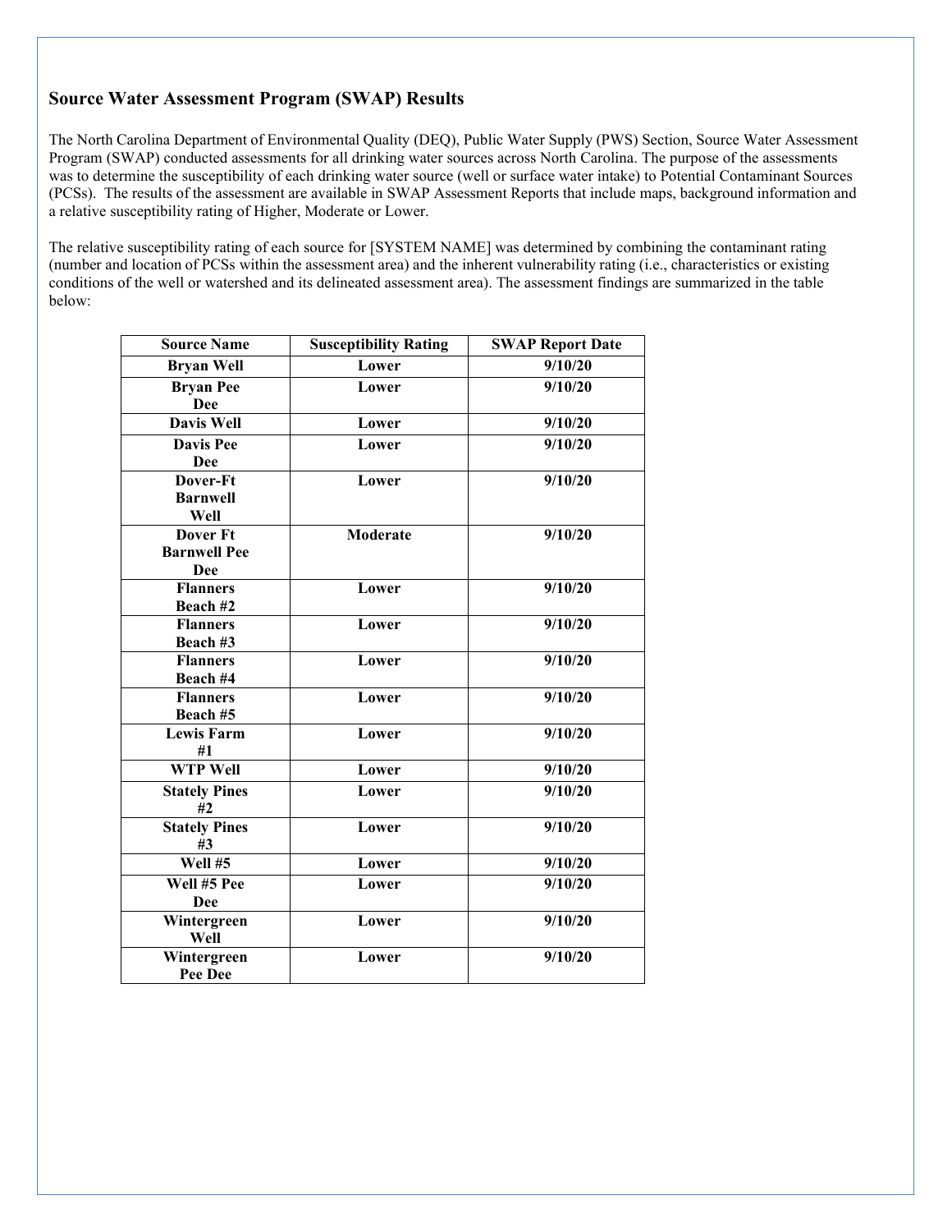## Source Water Assessment Program (SWAP) Results

The North Carolina Department of Environmental Quality (DEQ), Public Water Supply (PWS) Section, Source Water Assessment Program (SWAP) conducted assessments for all drinking water sources across North Carolina. The purpose of the assessments was to determine the susceptibility of each drinking water source (well or surface water intake) to Potential Contaminant Sources (PCSs). The results of the assessment are available in SWAP Assessment Reports that include maps, background information and a relative susceptibility rating of Higher, Moderate or Lower.

The relative susceptibility rating of each source for [SYSTEM NAME] was determined by combining the contaminant rating (number and location of PCSs within the assessment area) and the inherent vulnerability rating (i.e., characteristics or existing conditions of the well or watershed and its delineated assessment area). The assessment findings are summarized in the table below:

| Source Name | Susceptibility Rating | SWAP Report Date |
|---|---|---|
| Bryan Well | Lower | 9/10/20 |
| Bryan Pee Dee | Lower | 9/10/20 |
| Davis Well | Lower | 9/10/20 |
| Davis Pee Dee | Lower | 9/10/20 |
| Dover-Ft Barnwell Well | Lower | 9/10/20 |
| Dover Ft Barnwell Pee Dee | Moderate | 9/10/20 |
| Flanners Beach #2 | Lower | 9/10/20 |
| Flanners Beach #3 | Lower | 9/10/20 |
| Flanners Beach #4 | Lower | 9/10/20 |
| Flanners Beach #5 | Lower | 9/10/20 |
| Lewis Farm #1 | Lower | 9/10/20 |
| WTP Well | Lower | 9/10/20 |
| Stately Pines #2 | Lower | 9/10/20 |
| Stately Pines #3 | Lower | 9/10/20 |
| Well #5 | Lower | 9/10/20 |
| Well #5 Pee Dee | Lower | 9/10/20 |
| Wintergreen Well | Lower | 9/10/20 |
| Wintergreen Pee Dee | Lower | 9/10/20 |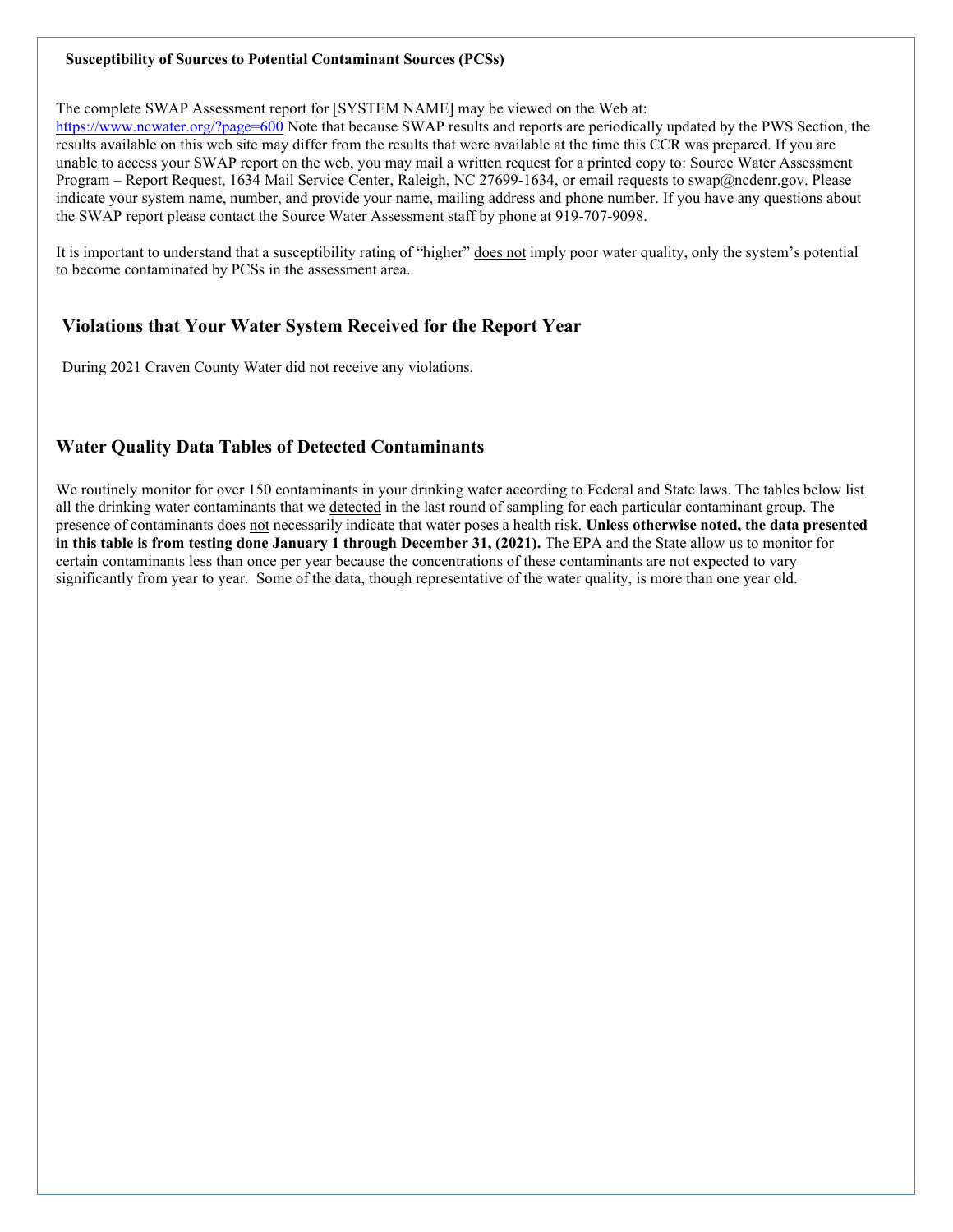**Susceptibility of Sources to Potential Contaminant Sources (PCSs)**

The complete SWAP Assessment report for [SYSTEM NAME] may be viewed on the Web at: https://www.ncwater.org/?page=600 Note that because SWAP results and reports are periodically updated by the PWS Section, the results available on this web site may differ from the results that were available at the time this CCR was prepared. If you are unable to access your SWAP report on the web, you may mail a written request for a printed copy to: Source Water Assessment Program – Report Request, 1634 Mail Service Center, Raleigh, NC 27699-1634, or email requests to swap@ncdenr.gov. Please indicate your system name, number, and provide your name, mailing address and phone number. If you have any questions about the SWAP report please contact the Source Water Assessment staff by phone at 919-707-9098.

It is important to understand that a susceptibility rating of "higher" does not imply poor water quality, only the system's potential to become contaminated by PCSs in the assessment area.

## Violations that Your Water System Received for the Report Year

During 2021 Craven County Water did not receive any violations.

## Water Quality Data Tables of Detected Contaminants

We routinely monitor for over 150 contaminants in your drinking water according to Federal and State laws. The tables below list all the drinking water contaminants that we detected in the last round of sampling for each particular contaminant group. The presence of contaminants does not necessarily indicate that water poses a health risk. **Unless otherwise noted, the data presented in this table is from testing done January 1 through December 31, (2021).** The EPA and the State allow us to monitor for certain contaminants less than once per year because the concentrations of these contaminants are not expected to vary significantly from year to year. Some of the data, though representative of the water quality, is more than one year old.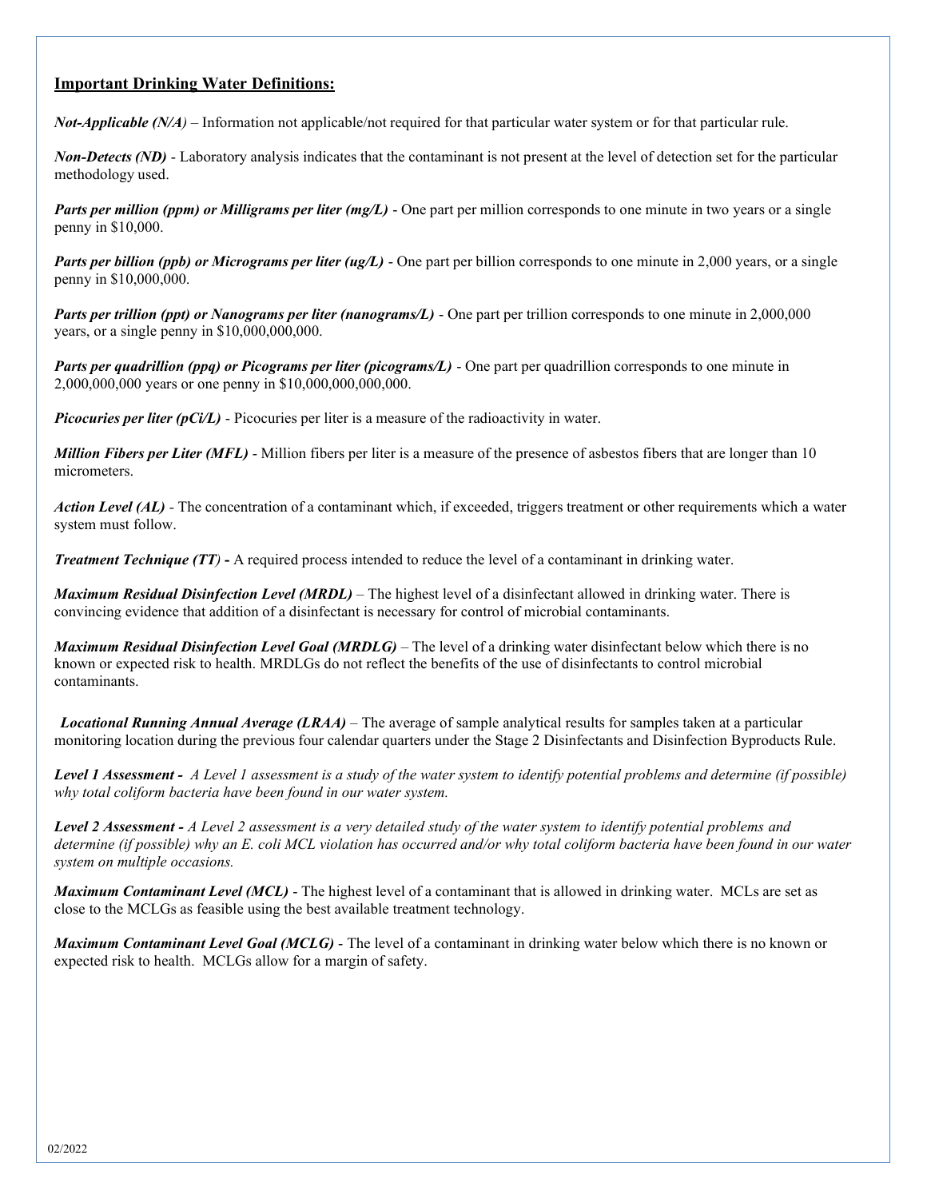**Important Drinking Water Definitions:**

***Not-Applicable (N/A)*** – Information not applicable/not required for that particular water system or for that particular rule.

***Non-Detects (ND)*** - Laboratory analysis indicates that the contaminant is not present at the level of detection set for the particular methodology used.

***Parts per million (ppm) or Milligrams per liter (mg/L)*** - One part per million corresponds to one minute in two years or a single penny in $10,000.

***Parts per billion (ppb) or Micrograms per liter (ug/L)*** - One part per billion corresponds to one minute in 2,000 years, or a single penny in $10,000,000.

***Parts per trillion (ppt) or Nanograms per liter (nanograms/L)*** - One part per trillion corresponds to one minute in 2,000,000 years, or a single penny in $10,000,000,000.

***Parts per quadrillion (ppq) or Picograms per liter (picograms/L)*** - One part per quadrillion corresponds to one minute in 2,000,000,000 years or one penny in $10,000,000,000,000.

***Picocuries per liter (pCi/L)*** - Picocuries per liter is a measure of the radioactivity in water.

***Million Fibers per Liter (MFL)*** - Million fibers per liter is a measure of the presence of asbestos fibers that are longer than 10 micrometers.

***Action Level (AL)*** - The concentration of a contaminant which, if exceeded, triggers treatment or other requirements which a water system must follow.

***Treatment Technique (TT)* -** A required process intended to reduce the level of a contaminant in drinking water.

***Maximum Residual Disinfection Level (MRDL)*** – The highest level of a disinfectant allowed in drinking water. There is convincing evidence that addition of a disinfectant is necessary for control of microbial contaminants.

***Maximum Residual Disinfection Level Goal (MRDLG)*** – The level of a drinking water disinfectant below which there is no known or expected risk to health. MRDLGs do not reflect the benefits of the use of disinfectants to control microbial contaminants.

***Locational Running Annual Average (LRAA)*** – The average of sample analytical results for samples taken at a particular monitoring location during the previous four calendar quarters under the Stage 2 Disinfectants and Disinfection Byproducts Rule.

**Level 1 Assessment -** *A Level 1 assessment is a study of the water system to identify potential problems and determine (if possible) why total coliform bacteria have been found in our water system.*

**Level 2 Assessment -** *A Level 2 assessment is a very detailed study of the water system to identify potential problems and determine (if possible) why an E. coli MCL violation has occurred and/or why total coliform bacteria have been found in our water system on multiple occasions.*

***Maximum Contaminant Level (MCL)*** - The highest level of a contaminant that is allowed in drinking water. MCLs are set as close to the MCLGs as feasible using the best available treatment technology.

***Maximum Contaminant Level Goal (MCLG)*** - The level of a contaminant in drinking water below which there is no known or expected risk to health. MCLGs allow for a margin of safety.

02/2022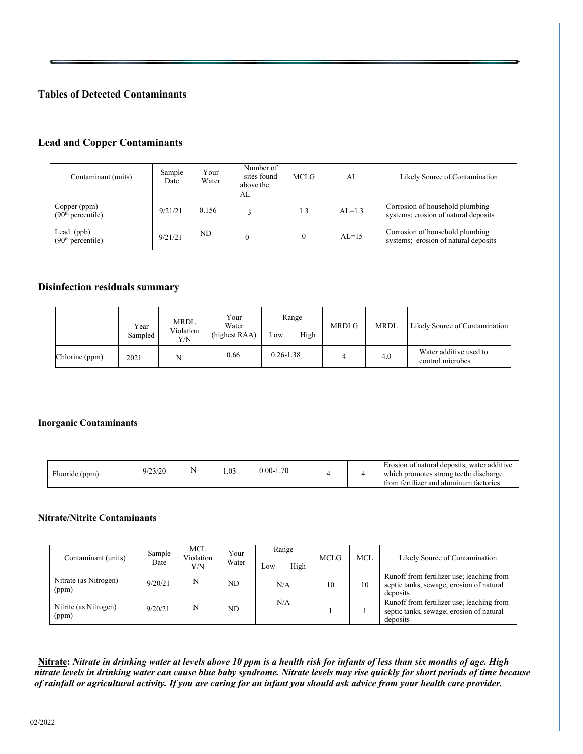## Tables of Detected Contaminants

### Lead and Copper Contaminants

| Contaminant (units) | Sample Date | Your Water | Number of sites found above the AL | MCLG | AL | Likely Source of Contamination |
|---|---|---|---|---|---|---|
| Copper (ppm) (90th percentile) | 9/21/21 | 0.156 | 3 | 1.3 | AL=1.3 | Corrosion of household plumbing systems; erosion of natural deposits |
| Lead (ppb) (90th percentile) | 9/21/21 | ND | 0 | 0 | AL=15 | Corrosion of household plumbing systems; erosion of natural deposits |

### Disinfection residuals summary

| | Year Sampled | MRDL Violation Y/N | Your Water (highest RAA) | Range Low High | MRDLG | MRDL | Likely Source of Contamination |
|---|---|---|---|---|---|---|---|
| Chlorine (ppm) | 2021 | N | 0.66 | 0.26-1.38 | 4 | 4.0 | Water additive used to control microbes |

### Inorganic Contaminants

| | | | | | | | |
|---|---|---|---|---|---|---|---|
| Fluoride (ppm) | 9/23/20 | N | 1.03 | 0.00-1.70 | 4 | 4 | Erosion of natural deposits; water additive which promotes strong teeth; discharge from fertilizer and aluminum factories |

### Nitrate/Nitrite Contaminants

| Contaminant (units) | Sample Date | MCL Violation Y/N | Your Water | Range Low High | MCLG | MCL | Likely Source of Contamination |
|---|---|---|---|---|---|---|---|
| Nitrate (as Nitrogen) (ppm) | 9/20/21 | N | ND | N/A | 10 | 10 | Runoff from fertilizer use; leaching from septic tanks, sewage; erosion of natural deposits |
| Nitrite (as Nitrogen) (ppm) | 9/20/21 | N | ND | N/A | 1 | 1 | Runoff from fertilizer use; leaching from septic tanks, sewage; erosion of natural deposits |

**Nitrate:** ***Nitrate in drinking water at levels above 10 ppm is a health risk for infants of less than six months of age. High nitrate levels in drinking water can cause blue baby syndrome. Nitrate levels may rise quickly for short periods of time because of rainfall or agricultural activity. If you are caring for an infant you should ask advice from your health care provider.***

02/2022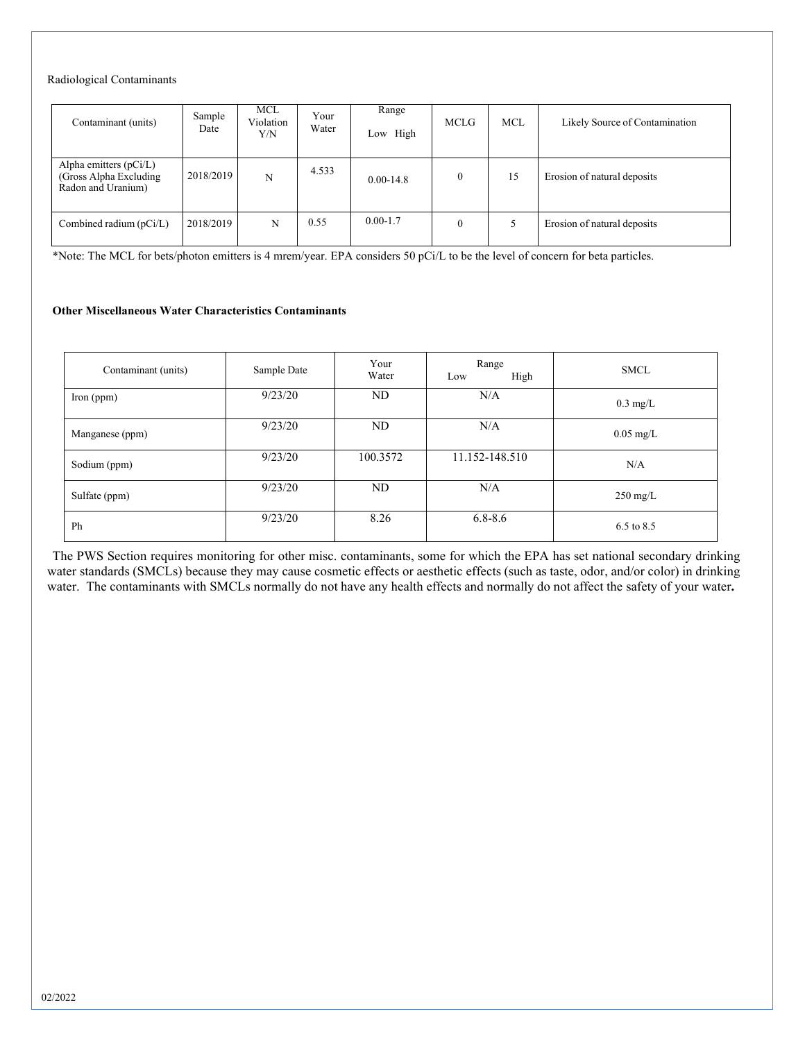Radiological Contaminants

| Contaminant (units) | Sample Date | MCL Violation Y/N | Your Water | Range Low High | MCLG | MCL | Likely Source of Contamination |
|---|---|---|---|---|---|---|---|
| Alpha emitters (pCi/L) (Gross Alpha Excluding Radon and Uranium) | 2018/2019 | N | 4.533 | 0.00-14.8 | 0 | 15 | Erosion of natural deposits |
| Combined radium (pCi/L) | 2018/2019 | N | 0.55 | 0.00-1.7 | 0 | 5 | Erosion of natural deposits |

*Note: The MCL for bets/photon emitters is 4 mrem/year. EPA considers 50 pCi/L to be the level of concern for beta particles.

**Other Miscellaneous Water Characteristics Contaminants**

| Contaminant (units) | Sample Date | Your Water | Range Low High | SMCL |
|---|---|---|---|---|
| Iron (ppm) | 9/23/20 | ND | N/A | 0.3 mg/L |
| Manganese (ppm) | 9/23/20 | ND | N/A | 0.05 mg/L |
| Sodium (ppm) | 9/23/20 | 100.3572 | 11.152-148.510 | N/A |
| Sulfate (ppm) | 9/23/20 | ND | N/A | 250 mg/L |
| Ph | 9/23/20 | 8.26 | 6.8-8.6 | 6.5 to 8.5 |

The PWS Section requires monitoring for other misc. contaminants, some for which the EPA has set national secondary drinking water standards (SMCLs) because they may cause cosmetic effects or aesthetic effects (such as taste, odor, and/or color) in drinking water. The contaminants with SMCLs normally do not have any health effects and normally do not affect the safety of your water**.**

02/2022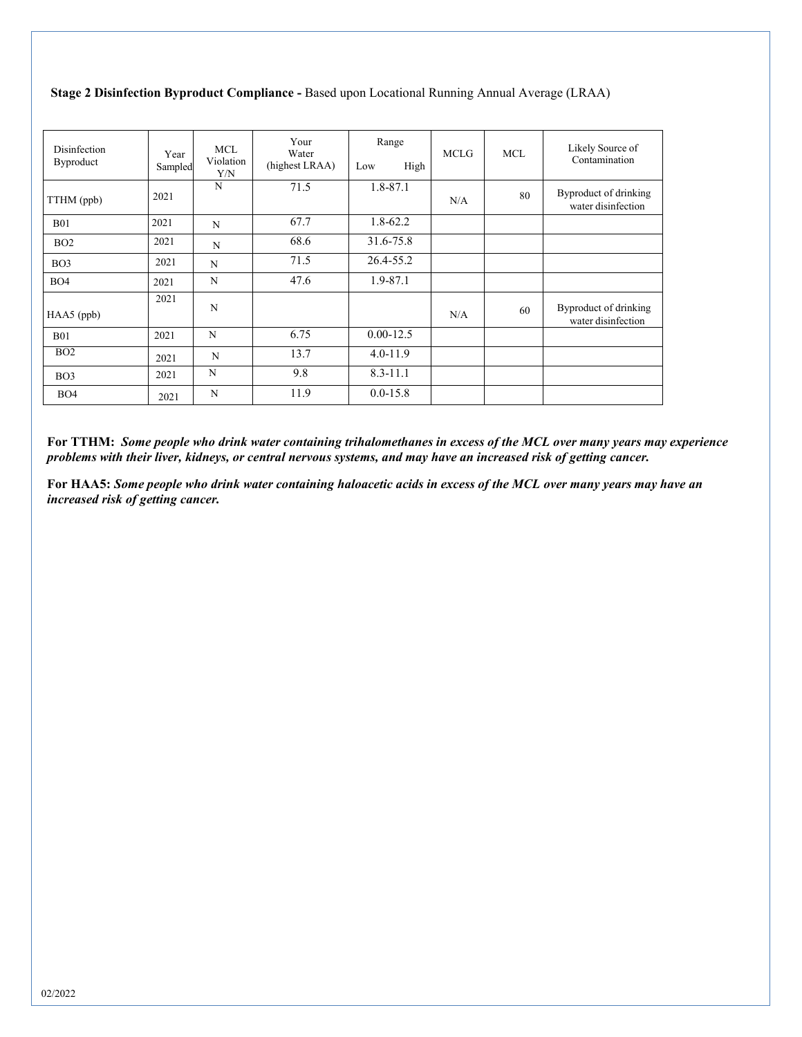**Stage 2 Disinfection Byproduct Compliance -** Based upon Locational Running Annual Average (LRAA)

| Disinfection Byproduct | Year Sampled | MCL Violation Y/N | Your Water (highest LRAA) | Range Low High | MCLG | MCL | Likely Source of Contamination |
|---|---|---|---|---|---|---|---|
| TTHM (ppb) | 2021 | N | 71.5 | 1.8-87.1 | N/A | 80 | Byproduct of drinking water disinfection |
| B01 | 2021 | N | 67.7 | 1.8-62.2 | | | |
| BO2 | 2021 | N | 68.6 | 31.6-75.8 | | | |
| BO3 | 2021 | N | 71.5 | 26.4-55.2 | | | |
| BO4 | 2021 | N | 47.6 | 1.9-87.1 | | | |
| HAA5 (ppb) | 2021 | N | | | N/A | 60 | Byproduct of drinking water disinfection |
| B01 | 2021 | N | 6.75 | 0.00-12.5 | | | |
| BO2 | 2021 | N | 13.7 | 4.0-11.9 | | | |
| BO3 | 2021 | N | 9.8 | 8.3-11.1 | | | |
| BO4 | 2021 | N | 11.9 | 0.0-15.8 | | | |

**For TTHM:** ***Some people who drink water containing trihalomethanes in excess of the MCL over many years may experience problems with their liver, kidneys, or central nervous systems, and may have an increased risk of getting cancer.***

**For HAA5:** ***Some people who drink water containing haloacetic acids in excess of the MCL over many years may have an increased risk of getting cancer.***